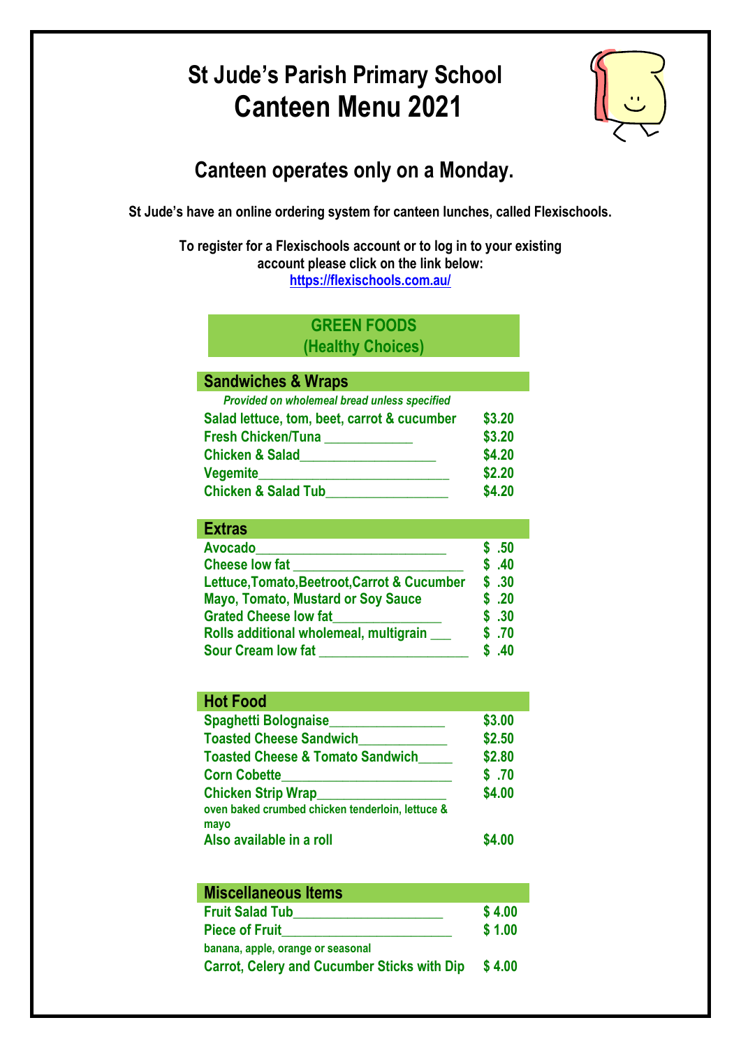# St Jude's Parish Primary School
# Canteen Menu 2021

## Canteen operates only on a Monday.

**St Jude's have an online ordering system for canteen lunches, called Flexischools.**

**To register for a Flexischools account or to log in to your existing account please click on the link below:**
**https://flexischools.com.au/**

## GREEN FOODS
## (Healthy Choices)

### Sandwiches & Wraps

*Provided on wholemeal bread unless specified*

| Item | Price |
|---|---|
| Salad lettuce, tom, beet, carrot & cucumber | $3.20 |
| Fresh Chicken/Tuna | $3.20 |
| Chicken & Salad | $4.20 |
| Vegemite | $2.20 |
| Chicken & Salad Tub | $4.20 |

### Extras

| Item | Price |
|---|---|
| Avocado | $ .50 |
| Cheese low fat | $ .40 |
| Lettuce,Tomato,Beetroot,Carrot & Cucumber | $ .30 |
| Mayo, Tomato, Mustard or Soy Sauce | $ .20 |
| Grated Cheese low fat | $ .30 |
| Rolls additional wholemeal, multigrain | $ .70 |
| Sour Cream low fat | $ .40 |

### Hot Food

| Item | Price |
|---|---|
| Spaghetti Bolognaise | $3.00 |
| Toasted Cheese Sandwich | $2.50 |
| Toasted Cheese & Tomato Sandwich | $2.80 |
| Corn Cobette | $ .70 |
| Chicken Strip Wrap<br>oven baked crumbed chicken tenderloin, lettuce & mayo | $4.00 |
| Also available in a roll | $4.00 |

### Miscellaneous Items

| Item | Price |
|---|---|
| Fruit Salad Tub | $ 4.00 |
| Piece of Fruit<br>banana, apple, orange or seasonal | $ 1.00 |
| Carrot, Celery and Cucumber Sticks with Dip | $ 4.00 |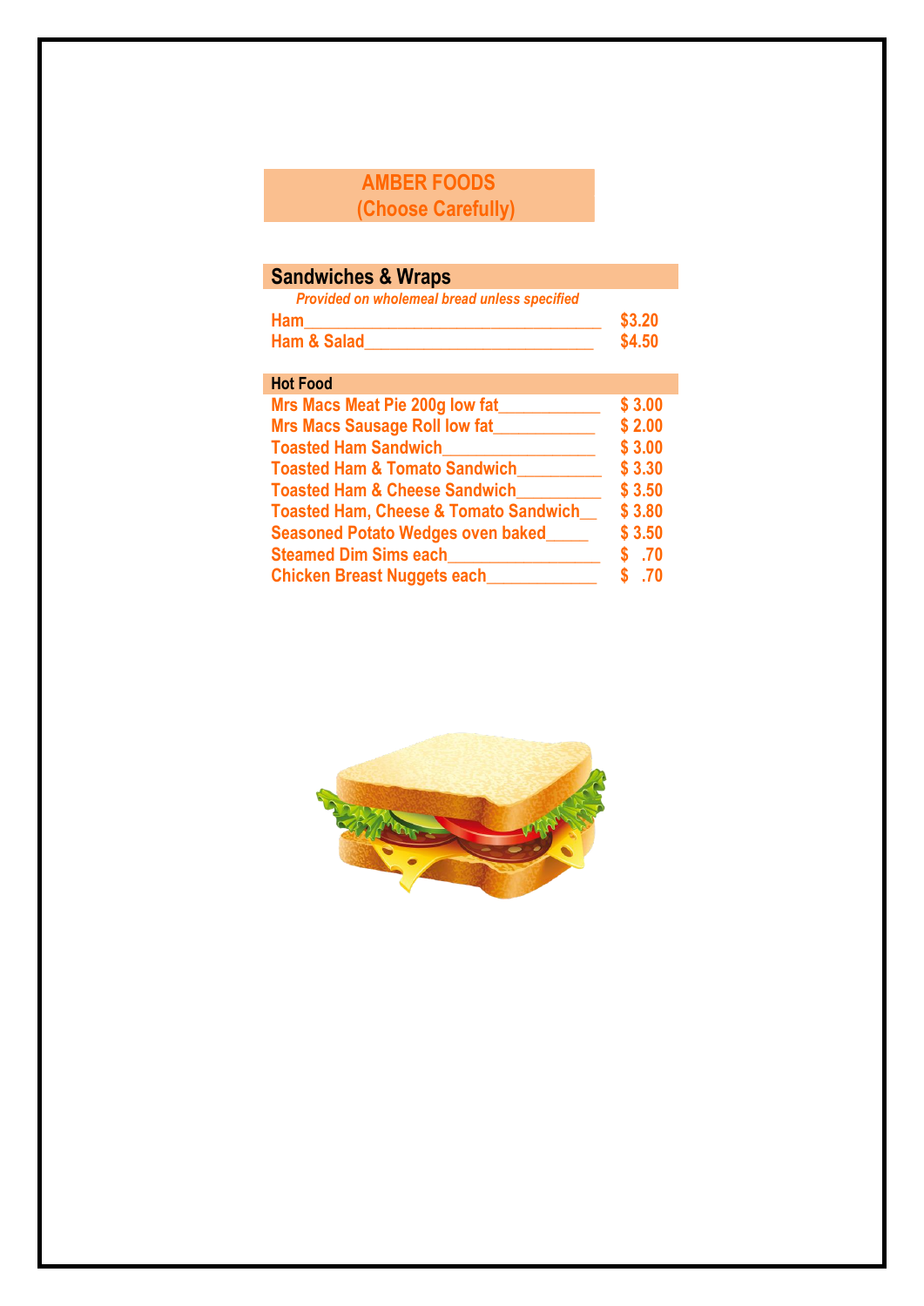## AMBER FOODS
## (Choose Carefully)

| Sandwiches & Wraps | |
|---|---|
| *Provided on wholemeal bread unless specified* | |
| Ham | $3.20 |
| Ham & Salad | $4.50 |

| Hot Food | |
|---|---|
| Mrs Macs Meat Pie 200g low fat | $ 3.00 |
| Mrs Macs Sausage Roll low fat | $ 2.00 |
| Toasted Ham Sandwich | $ 3.00 |
| Toasted Ham & Tomato Sandwich | $ 3.30 |
| Toasted Ham & Cheese Sandwich | $ 3.50 |
| Toasted Ham, Cheese & Tomato Sandwich | $ 3.80 |
| Seasoned Potato Wedges oven baked | $ 3.50 |
| Steamed Dim Sims each | $ .70 |
| Chicken Breast Nuggets each | $ .70 |